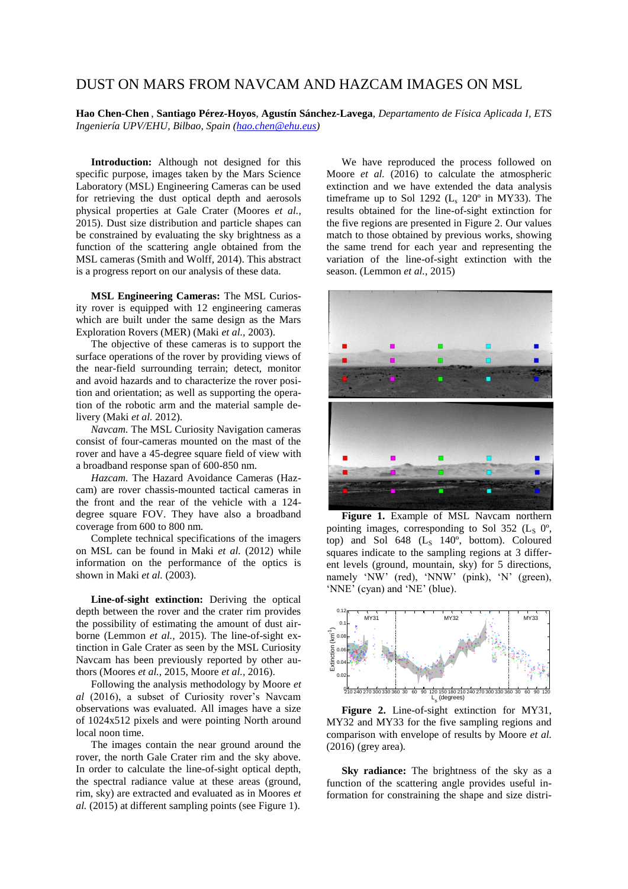# DUST ON MARS FROM NAVCAM AND HAZCAM IMAGES ON MSL

**Hao Chen-Chen**, **Santiago Pérez-Hoyos**, **Agustín Sánchez-Lavega**, *Departamento de Física Aplicada I, ETS Ingeniería UPV/EHU, Bilbao, Spain (hao.chen@ehu.eus)*

**Introduction:** Although not designed for this specific purpose, images taken by the Mars Science Laboratory (MSL) Engineering Cameras can be used for retrieving the dust optical depth and aerosols physical properties at Gale Crater (Moores *et al.,* 2015). Dust size distribution and particle shapes can be constrained by evaluating the sky brightness as a function of the scattering angle obtained from the MSL cameras (Smith and Wolff, 2014). This abstract is a progress report on our analysis of these data.

**MSL Engineering Cameras:** The MSL Curiosity rover is equipped with 12 engineering cameras which are built under the same design as the Mars Exploration Rovers (MER) (Maki *et al.,* 2003).

The objective of these cameras is to support the surface operations of the rover by providing views of the near-field surrounding terrain; detect, monitor and avoid hazards and to characterize the rover position and orientation; as well as supporting the operation of the robotic arm and the material sample delivery (Maki *et al.* 2012).

*Navcam.* The MSL Curiosity Navigation cameras consist of four-cameras mounted on the mast of the rover and have a 45-degree square field of view with a broadband response span of 600-850 nm.

*Hazcam.* The Hazard Avoidance Cameras (Hazcam) are rover chassis-mounted tactical cameras in the front and the rear of the vehicle with a 124-degree square FOV. They have also a broadband coverage from 600 to 800 nm.

Complete technical specifications of the imagers on MSL can be found in Maki *et al.* (2012) while information on the performance of the optics is shown in Maki *et al.* (2003).

**Line-of-sight extinction:** Deriving the optical depth between the rover and the crater rim provides the possibility of estimating the amount of dust airborne (Lemmon *et al.,* 2015). The line-of-sight extinction in Gale Crater as seen by the MSL Curiosity Navcam has been previously reported by other authors (Moores *et al.,* 2015, Moore *et al.,* 2016).

Following the analysis methodology by Moore *et al* (2016), a subset of Curiosity rover's Navcam observations was evaluated. All images have a size of 1024x512 pixels and were pointing North around local noon time.

The images contain the near ground around the rover, the north Gale Crater rim and the sky above. In order to calculate the line-of-sight optical depth, the spectral radiance value at these areas (ground, rim, sky) are extracted and evaluated as in Moores *et al.* (2015) at different sampling points (see Figure 1).

We have reproduced the process followed on Moore *et al.* (2016) to calculate the atmospheric extinction and we have extended the data analysis timeframe up to Sol 1292 ($L_s$ 120º in MY33). The results obtained for the line-of-sight extinction for the five regions are presented in Figure 2. Our values match to those obtained by previous works, showing the same trend for each year and representing the variation of the line-of-sight extinction with the season. (Lemmon *et al.*, 2015)

**Figure 1.** Example of MSL Navcam northern pointing images, corresponding to Sol 352 ($L_S$ 0º, top) and Sol 648 ($L_S$ 140º, bottom). Coloured squares indicate to the sampling regions at 3 different levels (ground, mountain, sky) for 5 directions, namely 'NW' (red), 'NNW' (pink), 'N' (green), 'NNE' (cyan) and 'NE' (blue).

**Figure 2.** Line-of-sight extinction for MY31, MY32 and MY33 for the five sampling regions and comparison with envelope of results by Moore *et al.* (2016) (grey area).

**Sky radiance:** The brightness of the sky as a function of the scattering angle provides useful information for constraining the shape and size distri-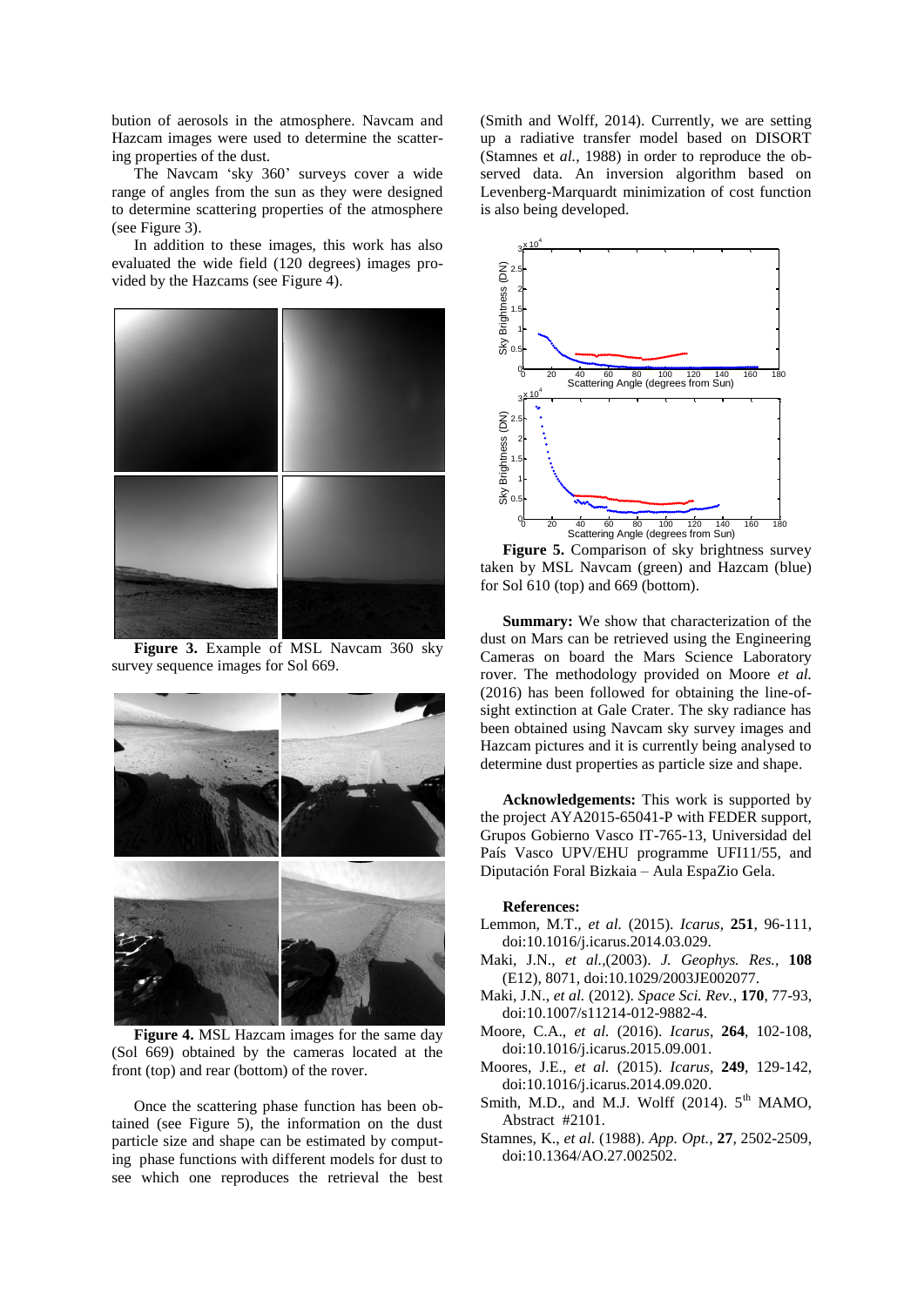bution of aerosols in the atmosphere. Navcam and Hazcam images were used to determine the scattering properties of the dust.

The Navcam 'sky 360' surveys cover a wide range of angles from the sun as they were designed to determine scattering properties of the atmosphere (see Figure 3).

In addition to these images, this work has also evaluated the wide field (120 degrees) images provided by the Hazcams (see Figure 4).

**Figure 3.** Example of MSL Navcam 360 sky survey sequence images for Sol 669.

**Figure 4.** MSL Hazcam images for the same day (Sol 669) obtained by the cameras located at the front (top) and rear (bottom) of the rover.

Once the scattering phase function has been obtained (see Figure 5), the information on the dust particle size and shape can be estimated by computing phase functions with different models for dust to see which one reproduces the retrieval the best (Smith and Wolff, 2014). Currently, we are setting up a radiative transfer model based on DISORT (Stamnes et *al.*, 1988) in order to reproduce the observed data. An inversion algorithm based on Levenberg-Marquardt minimization of cost function is also being developed.

$x\,10^4$
Sky Brightness (DN)
Scattering Angle (degrees from Sun)

$x\,10^4$
Sky Brightness (DN)
Scattering Angle (degrees from Sun)

**Figure 5.** Comparison of sky brightness survey taken by MSL Navcam (green) and Hazcam (blue) for Sol 610 (top) and 669 (bottom).

**Summary:** We show that characterization of the dust on Mars can be retrieved using the Engineering Cameras on board the Mars Science Laboratory rover. The methodology provided on Moore *et al.* (2016) has been followed for obtaining the line-of-sight extinction at Gale Crater. The sky radiance has been obtained using Navcam sky survey images and Hazcam pictures and it is currently being analysed to determine dust properties as particle size and shape.

**Acknowledgements:** This work is supported by the project AYA2015-65041-P with FEDER support, Grupos Gobierno Vasco IT-765-13, Universidad del País Vasco UPV/EHU programme UFI11/55, and Diputación Foral Bizkaia – Aula EspaZio Gela.

**References:**

Lemmon, M.T., *et al.* (2015). *Icarus*, **251**, 96-111, doi:10.1016/j.icarus.2014.03.029.

Maki, J.N., *et al.*,(2003). *J. Geophys. Res.*, **108** (E12), 8071, doi:10.1029/2003JE002077.

Maki, J.N., *et al.* (2012). *Space Sci. Rev.*, **170**, 77-93, doi:10.1007/s11214-012-9882-4.

Moore, C.A., *et al.* (2016). *Icarus*, **264**, 102-108, doi:10.1016/j.icarus.2015.09.001.

Moores, J.E., *et al.* (2015). *Icarus*, **249**, 129-142, doi:10.1016/j.icarus.2014.09.020.

Smith, M.D., and M.J. Wolff (2014). 5th MAMO, Abstract #2101.

Stamnes, K., *et al.* (1988). *App. Opt.*, **27**, 2502-2509, doi:10.1364/AO.27.002502.